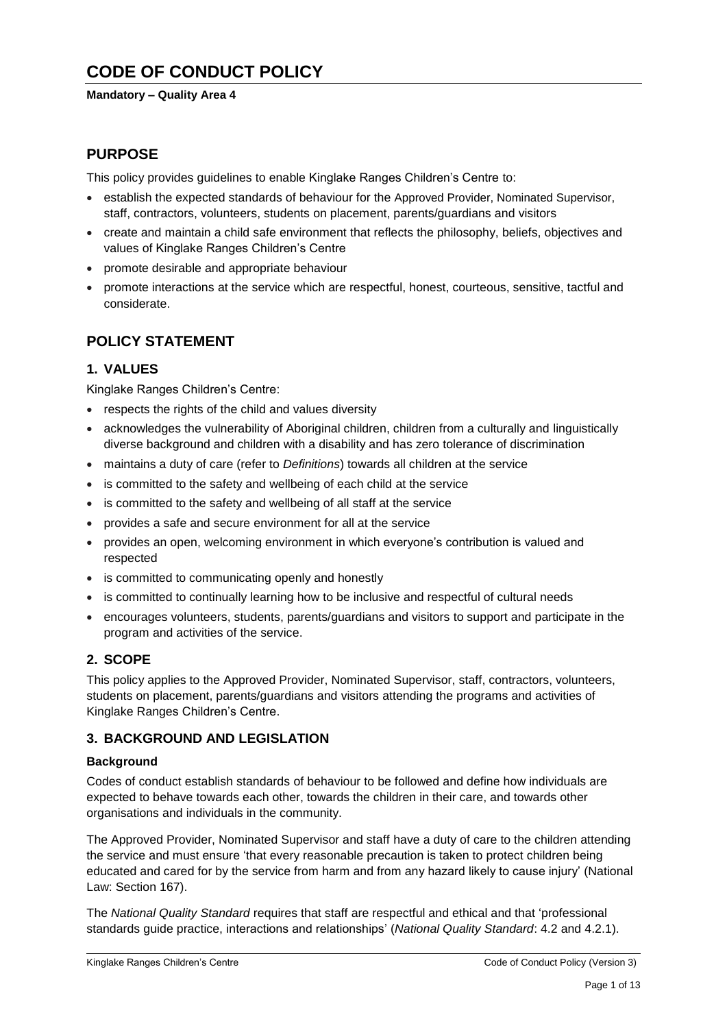# CODE OF CONDUCT POLICY

**Mandatory – Quality Area 4**

## PURPOSE

This policy provides guidelines to enable Kinglake Ranges Children's Centre to:

- establish the expected standards of behaviour for the Approved Provider, Nominated Supervisor, staff, contractors, volunteers, students on placement, parents/guardians and visitors
- create and maintain a child safe environment that reflects the philosophy, beliefs, objectives and values of Kinglake Ranges Children's Centre
- promote desirable and appropriate behaviour
- promote interactions at the service which are respectful, honest, courteous, sensitive, tactful and considerate.

## POLICY STATEMENT

### 1. VALUES

Kinglake Ranges Children's Centre:

- respects the rights of the child and values diversity
- acknowledges the vulnerability of Aboriginal children, children from a culturally and linguistically diverse background and children with a disability and has zero tolerance of discrimination
- maintains a duty of care (refer to *Definitions*) towards all children at the service
- is committed to the safety and wellbeing of each child at the service
- is committed to the safety and wellbeing of all staff at the service
- provides a safe and secure environment for all at the service
- provides an open, welcoming environment in which everyone's contribution is valued and respected
- is committed to communicating openly and honestly
- is committed to continually learning how to be inclusive and respectful of cultural needs
- encourages volunteers, students, parents/guardians and visitors to support and participate in the program and activities of the service.

### 2. SCOPE

This policy applies to the Approved Provider, Nominated Supervisor, staff, contractors, volunteers, students on placement, parents/guardians and visitors attending the programs and activities of Kinglake Ranges Children's Centre.

### 3. BACKGROUND AND LEGISLATION

#### Background

Codes of conduct establish standards of behaviour to be followed and define how individuals are expected to behave towards each other, towards the children in their care, and towards other organisations and individuals in the community.

The Approved Provider, Nominated Supervisor and staff have a duty of care to the children attending the service and must ensure 'that every reasonable precaution is taken to protect children being educated and cared for by the service from harm and from any hazard likely to cause injury' (National Law: Section 167).

The *National Quality Standard* requires that staff are respectful and ethical and that 'professional standards guide practice, interactions and relationships' (*National Quality Standard*: 4.2 and 4.2.1).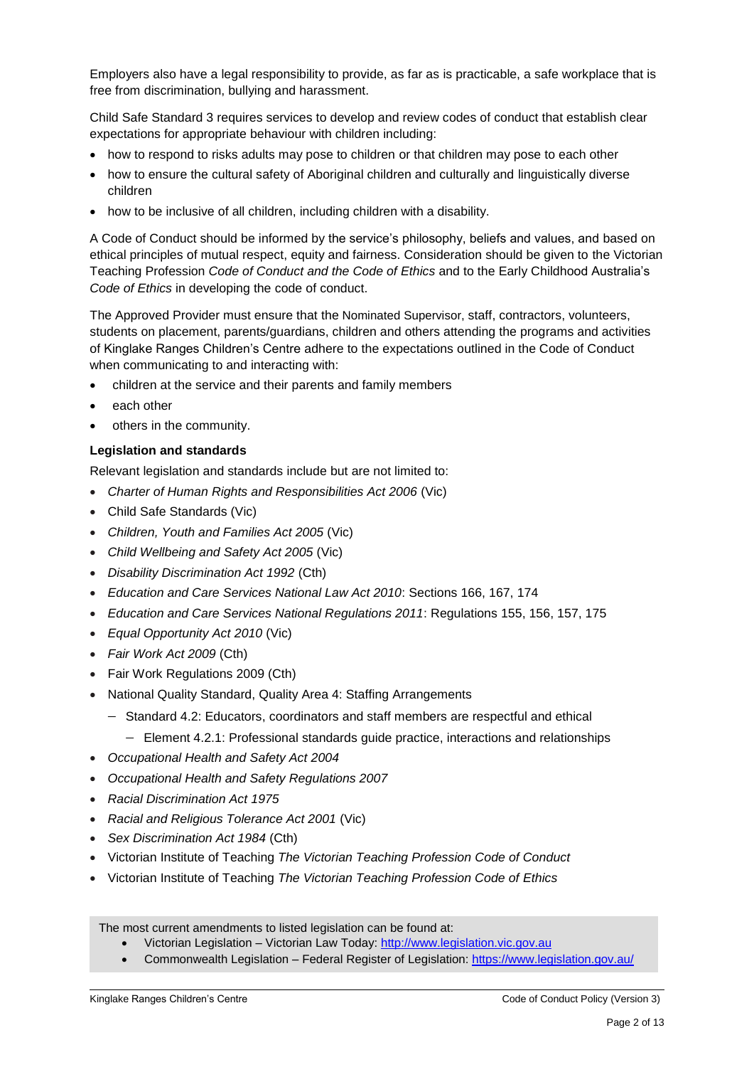Employers also have a legal responsibility to provide, as far as is practicable, a safe workplace that is free from discrimination, bullying and harassment.

Child Safe Standard 3 requires services to develop and review codes of conduct that establish clear expectations for appropriate behaviour with children including:

- how to respond to risks adults may pose to children or that children may pose to each other
- how to ensure the cultural safety of Aboriginal children and culturally and linguistically diverse children
- how to be inclusive of all children, including children with a disability.

A Code of Conduct should be informed by the service's philosophy, beliefs and values, and based on ethical principles of mutual respect, equity and fairness. Consideration should be given to the Victorian Teaching Profession *Code of Conduct and the Code of Ethics* and to the Early Childhood Australia's *Code of Ethics* in developing the code of conduct.

The Approved Provider must ensure that the Nominated Supervisor, staff, contractors, volunteers, students on placement, parents/guardians, children and others attending the programs and activities of Kinglake Ranges Children's Centre adhere to the expectations outlined in the Code of Conduct when communicating to and interacting with:

- children at the service and their parents and family members
- each other
- others in the community.

**Legislation and standards**

Relevant legislation and standards include but are not limited to:

- *Charter of Human Rights and Responsibilities Act 2006* (Vic)
- Child Safe Standards (Vic)
- *Children, Youth and Families Act 2005* (Vic)
- *Child Wellbeing and Safety Act 2005* (Vic)
- *Disability Discrimination Act 1992* (Cth)
- *Education and Care Services National Law Act 2010*: Sections 166, 167, 174
- *Education and Care Services National Regulations 2011*: Regulations 155, 156, 157, 175
- *Equal Opportunity Act 2010* (Vic)
- *Fair Work Act 2009* (Cth)
- Fair Work Regulations 2009 (Cth)
- National Quality Standard, Quality Area 4: Staffing Arrangements
  - Standard 4.2: Educators, coordinators and staff members are respectful and ethical
    - Element 4.2.1: Professional standards guide practice, interactions and relationships
- *Occupational Health and Safety Act 2004*
- *Occupational Health and Safety Regulations 2007*
- *Racial Discrimination Act 1975*
- *Racial and Religious Tolerance Act 2001* (Vic)
- *Sex Discrimination Act 1984* (Cth)
- Victorian Institute of Teaching *The Victorian Teaching Profession Code of Conduct*
- Victorian Institute of Teaching *The Victorian Teaching Profession Code of Ethics*

The most current amendments to listed legislation can be found at:

- Victorian Legislation – Victorian Law Today: http://www.legislation.vic.gov.au
- Commonwealth Legislation – Federal Register of Legislation: https://www.legislation.gov.au/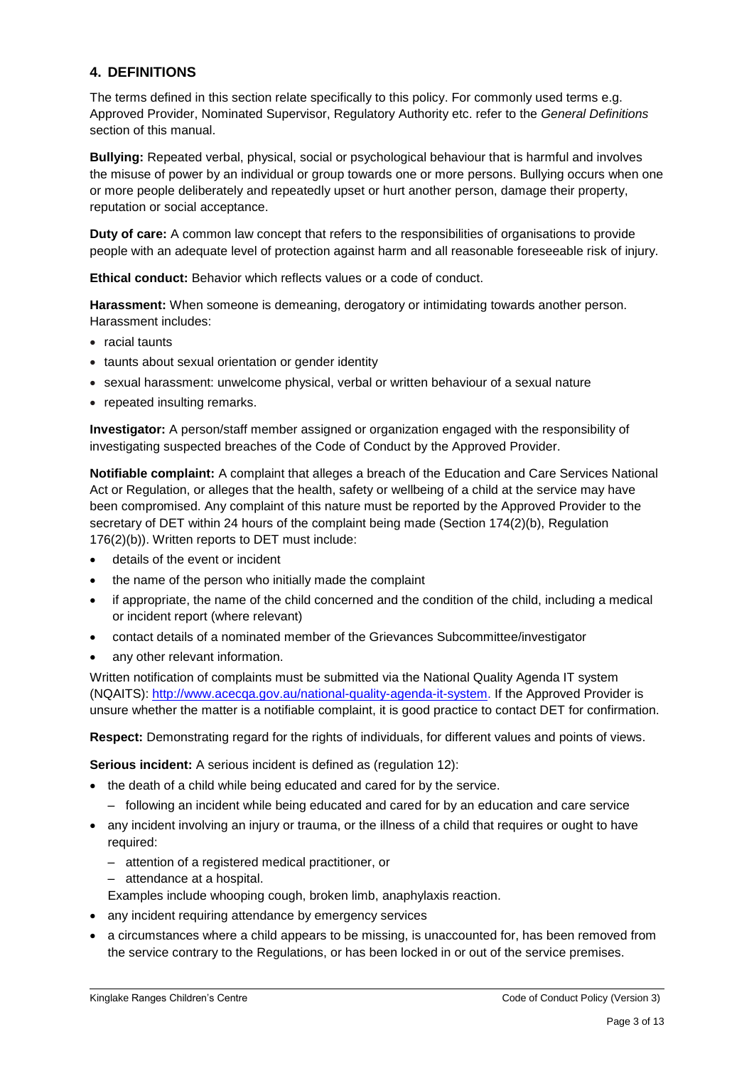## 4. DEFINITIONS

The terms defined in this section relate specifically to this policy. For commonly used terms e.g. Approved Provider, Nominated Supervisor, Regulatory Authority etc. refer to the *General Definitions* section of this manual.

**Bullying:** Repeated verbal, physical, social or psychological behaviour that is harmful and involves the misuse of power by an individual or group towards one or more persons. Bullying occurs when one or more people deliberately and repeatedly upset or hurt another person, damage their property, reputation or social acceptance.

**Duty of care:** A common law concept that refers to the responsibilities of organisations to provide people with an adequate level of protection against harm and all reasonable foreseeable risk of injury.

**Ethical conduct:** Behavior which reflects values or a code of conduct.

**Harassment:** When someone is demeaning, derogatory or intimidating towards another person. Harassment includes:

- racial taunts
- taunts about sexual orientation or gender identity
- sexual harassment: unwelcome physical, verbal or written behaviour of a sexual nature
- repeated insulting remarks.

**Investigator:** A person/staff member assigned or organization engaged with the responsibility of investigating suspected breaches of the Code of Conduct by the Approved Provider.

**Notifiable complaint:** A complaint that alleges a breach of the Education and Care Services National Act or Regulation, or alleges that the health, safety or wellbeing of a child at the service may have been compromised. Any complaint of this nature must be reported by the Approved Provider to the secretary of DET within 24 hours of the complaint being made (Section 174(2)(b), Regulation 176(2)(b)). Written reports to DET must include:

- details of the event or incident
- the name of the person who initially made the complaint
- if appropriate, the name of the child concerned and the condition of the child, including a medical or incident report (where relevant)
- contact details of a nominated member of the Grievances Subcommittee/investigator
- any other relevant information.

Written notification of complaints must be submitted via the National Quality Agenda IT system (NQAITS): http://www.acecqa.gov.au/national-quality-agenda-it-system. If the Approved Provider is unsure whether the matter is a notifiable complaint, it is good practice to contact DET for confirmation.

**Respect:** Demonstrating regard for the rights of individuals, for different values and points of views.

**Serious incident:** A serious incident is defined as (regulation 12):

- the death of a child while being educated and cared for by the service.
  - following an incident while being educated and cared for by an education and care service
- any incident involving an injury or trauma, or the illness of a child that requires or ought to have required:
  - attention of a registered medical practitioner, or
  - attendance at a hospital.

  Examples include whooping cough, broken limb, anaphylaxis reaction.
- any incident requiring attendance by emergency services
- a circumstances where a child appears to be missing, is unaccounted for, has been removed from the service contrary to the Regulations, or has been locked in or out of the service premises.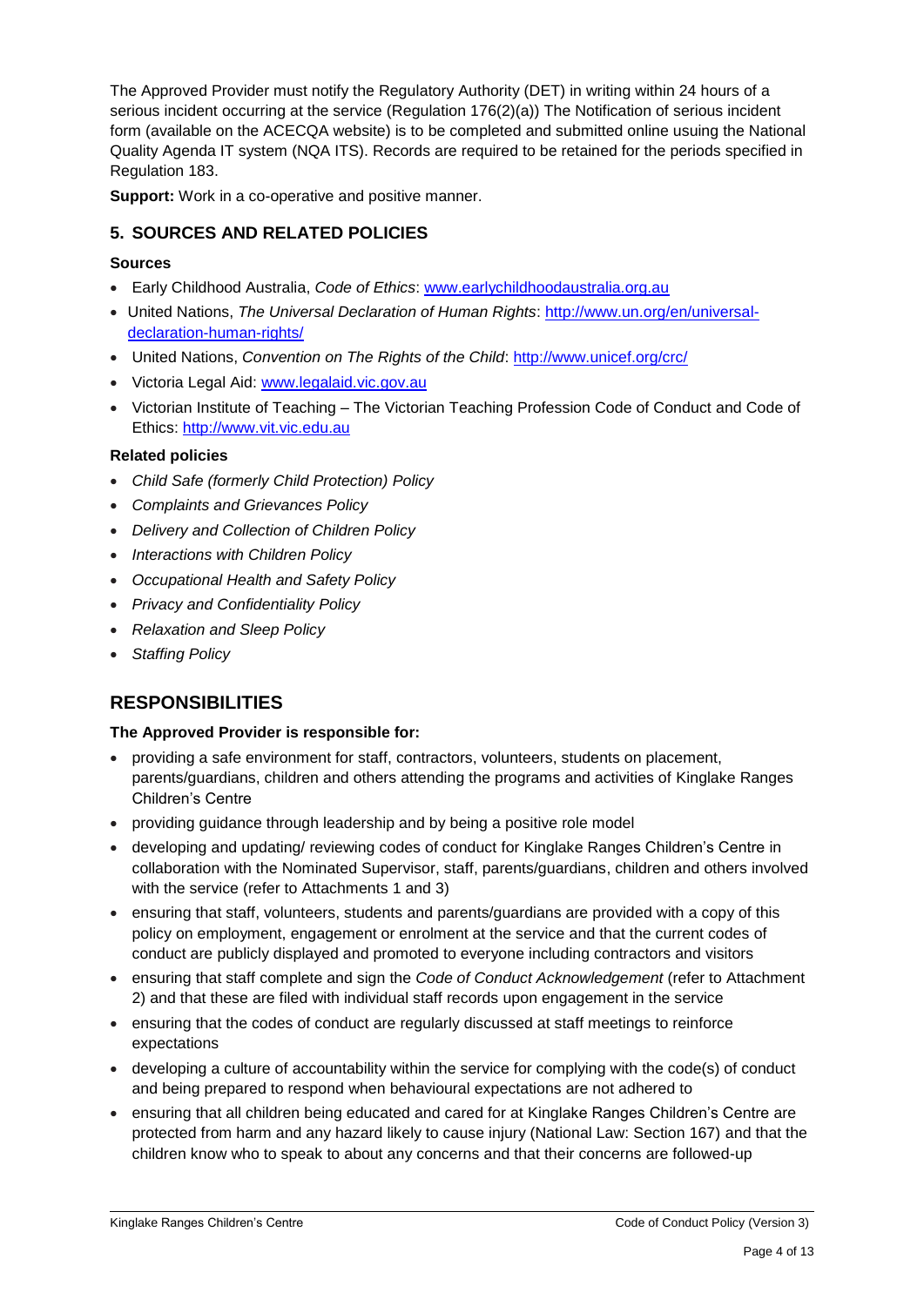The Approved Provider must notify the Regulatory Authority (DET) in writing within 24 hours of a serious incident occurring at the service (Regulation 176(2)(a)) The Notification of serious incident form (available on the ACECQA website) is to be completed and submitted online usuing the National Quality Agenda IT system (NQA ITS). Records are required to be retained for the periods specified in Regulation 183.

**Support:** Work in a co-operative and positive manner.

## 5. SOURCES AND RELATED POLICIES

### Sources

- Early Childhood Australia, *Code of Ethics*: www.earlychildhoodaustralia.org.au
- United Nations, *The Universal Declaration of Human Rights*: http://www.un.org/en/universal-declaration-human-rights/
- United Nations, *Convention on The Rights of the Child*: http://www.unicef.org/crc/
- Victoria Legal Aid: www.legalaid.vic.gov.au
- Victorian Institute of Teaching – The Victorian Teaching Profession Code of Conduct and Code of Ethics: http://www.vit.vic.edu.au

### Related policies

- *Child Safe (formerly Child Protection) Policy*
- *Complaints and Grievances Policy*
- *Delivery and Collection of Children Policy*
- *Interactions with Children Policy*
- *Occupational Health and Safety Policy*
- *Privacy and Confidentiality Policy*
- *Relaxation and Sleep Policy*
- *Staffing Policy*

# RESPONSIBILITIES

### The Approved Provider is responsible for:

- providing a safe environment for staff, contractors, volunteers, students on placement, parents/guardians, children and others attending the programs and activities of Kinglake Ranges Children's Centre
- providing guidance through leadership and by being a positive role model
- developing and updating/ reviewing codes of conduct for Kinglake Ranges Children's Centre in collaboration with the Nominated Supervisor, staff, parents/guardians, children and others involved with the service (refer to Attachments 1 and 3)
- ensuring that staff, volunteers, students and parents/guardians are provided with a copy of this policy on employment, engagement or enrolment at the service and that the current codes of conduct are publicly displayed and promoted to everyone including contractors and visitors
- ensuring that staff complete and sign the *Code of Conduct Acknowledgement* (refer to Attachment 2) and that these are filed with individual staff records upon engagement in the service
- ensuring that the codes of conduct are regularly discussed at staff meetings to reinforce expectations
- developing a culture of accountability within the service for complying with the code(s) of conduct and being prepared to respond when behavioural expectations are not adhered to
- ensuring that all children being educated and cared for at Kinglake Ranges Children's Centre are protected from harm and any hazard likely to cause injury (National Law: Section 167) and that the children know who to speak to about any concerns and that their concerns are followed-up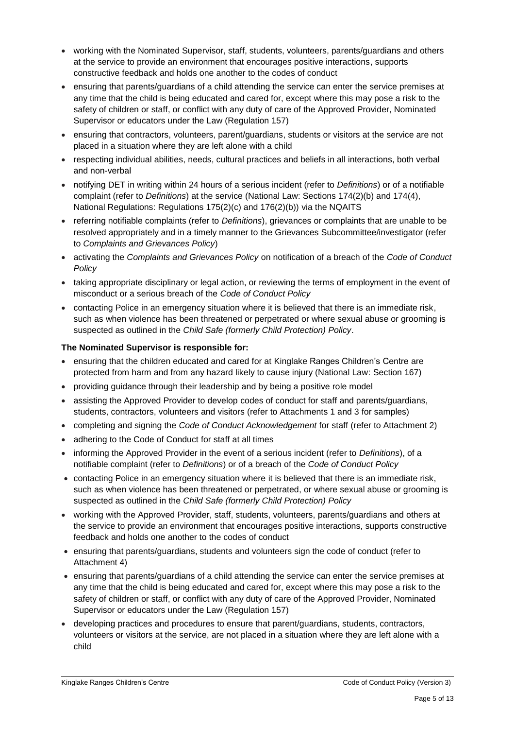- working with the Nominated Supervisor, staff, students, volunteers, parents/guardians and others at the service to provide an environment that encourages positive interactions, supports constructive feedback and holds one another to the codes of conduct
- ensuring that parents/guardians of a child attending the service can enter the service premises at any time that the child is being educated and cared for, except where this may pose a risk to the safety of children or staff, or conflict with any duty of care of the Approved Provider, Nominated Supervisor or educators under the Law (Regulation 157)
- ensuring that contractors, volunteers, parent/guardians, students or visitors at the service are not placed in a situation where they are left alone with a child
- respecting individual abilities, needs, cultural practices and beliefs in all interactions, both verbal and non-verbal
- notifying DET in writing within 24 hours of a serious incident (refer to *Definitions*) or of a notifiable complaint (refer to *Definitions*) at the service (National Law: Sections 174(2)(b) and 174(4), National Regulations: Regulations 175(2)(c) and 176(2)(b)) via the NQAITS
- referring notifiable complaints (refer to *Definitions*), grievances or complaints that are unable to be resolved appropriately and in a timely manner to the Grievances Subcommittee/investigator (refer to *Complaints and Grievances Policy*)
- activating the *Complaints and Grievances Policy* on notification of a breach of the *Code of Conduct Policy*
- taking appropriate disciplinary or legal action, or reviewing the terms of employment in the event of misconduct or a serious breach of the *Code of Conduct Policy*
- contacting Police in an emergency situation where it is believed that there is an immediate risk, such as when violence has been threatened or perpetrated or where sexual abuse or grooming is suspected as outlined in the *Child Safe (formerly Child Protection) Policy*.

**The Nominated Supervisor is responsible for:**

- ensuring that the children educated and cared for at Kinglake Ranges Children's Centre are protected from harm and from any hazard likely to cause injury (National Law: Section 167)
- providing guidance through their leadership and by being a positive role model
- assisting the Approved Provider to develop codes of conduct for staff and parents/guardians, students, contractors, volunteers and visitors (refer to Attachments 1 and 3 for samples)
- completing and signing the *Code of Conduct Acknowledgement* for staff (refer to Attachment 2)
- adhering to the Code of Conduct for staff at all times
- informing the Approved Provider in the event of a serious incident (refer to *Definitions*), of a notifiable complaint (refer to *Definitions*) or of a breach of the *Code of Conduct Policy*
- contacting Police in an emergency situation where it is believed that there is an immediate risk, such as when violence has been threatened or perpetrated, or where sexual abuse or grooming is suspected as outlined in the *Child Safe (formerly Child Protection) Policy*
- working with the Approved Provider, staff, students, volunteers, parents/guardians and others at the service to provide an environment that encourages positive interactions, supports constructive feedback and holds one another to the codes of conduct
- ensuring that parents/guardians, students and volunteers sign the code of conduct (refer to Attachment 4)
- ensuring that parents/guardians of a child attending the service can enter the service premises at any time that the child is being educated and cared for, except where this may pose a risk to the safety of children or staff, or conflict with any duty of care of the Approved Provider, Nominated Supervisor or educators under the Law (Regulation 157)
- developing practices and procedures to ensure that parent/guardians, students, contractors, volunteers or visitors at the service, are not placed in a situation where they are left alone with a child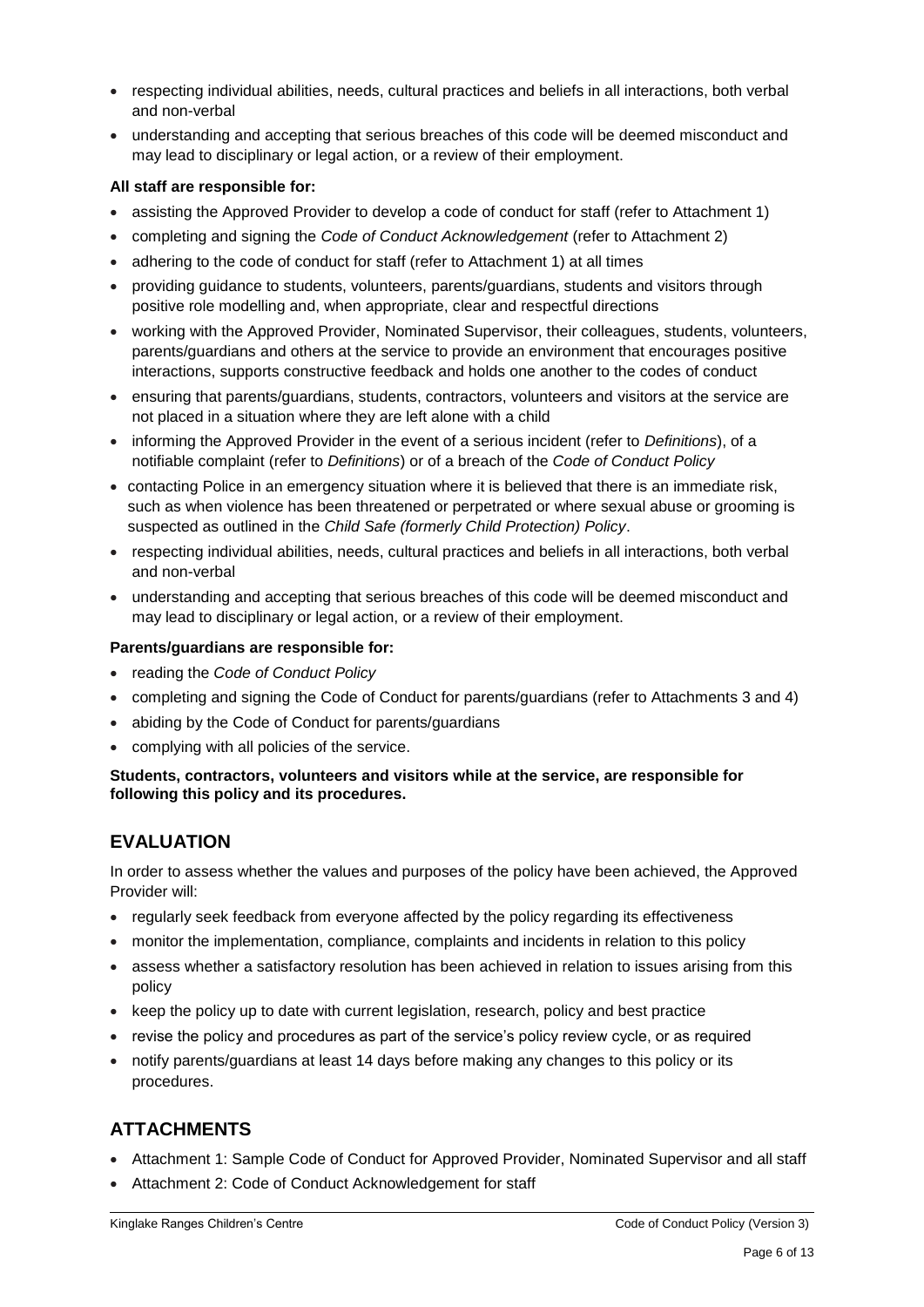- respecting individual abilities, needs, cultural practices and beliefs in all interactions, both verbal and non-verbal
- understanding and accepting that serious breaches of this code will be deemed misconduct and may lead to disciplinary or legal action, or a review of their employment.

**All staff are responsible for:**

- assisting the Approved Provider to develop a code of conduct for staff (refer to Attachment 1)
- completing and signing the *Code of Conduct Acknowledgement* (refer to Attachment 2)
- adhering to the code of conduct for staff (refer to Attachment 1) at all times
- providing guidance to students, volunteers, parents/guardians, students and visitors through positive role modelling and, when appropriate, clear and respectful directions
- working with the Approved Provider, Nominated Supervisor, their colleagues, students, volunteers, parents/guardians and others at the service to provide an environment that encourages positive interactions, supports constructive feedback and holds one another to the codes of conduct
- ensuring that parents/guardians, students, contractors, volunteers and visitors at the service are not placed in a situation where they are left alone with a child
- informing the Approved Provider in the event of a serious incident (refer to *Definitions*), of a notifiable complaint (refer to *Definitions*) or of a breach of the *Code of Conduct Policy*
- contacting Police in an emergency situation where it is believed that there is an immediate risk, such as when violence has been threatened or perpetrated or where sexual abuse or grooming is suspected as outlined in the *Child Safe (formerly Child Protection) Policy*.
- respecting individual abilities, needs, cultural practices and beliefs in all interactions, both verbal and non-verbal
- understanding and accepting that serious breaches of this code will be deemed misconduct and may lead to disciplinary or legal action, or a review of their employment.

**Parents/guardians are responsible for:**

- reading the *Code of Conduct Policy*
- completing and signing the Code of Conduct for parents/guardians (refer to Attachments 3 and 4)
- abiding by the Code of Conduct for parents/guardians
- complying with all policies of the service.

**Students, contractors, volunteers and visitors while at the service, are responsible for following this policy and its procedures.**

## EVALUATION

In order to assess whether the values and purposes of the policy have been achieved, the Approved Provider will:

- regularly seek feedback from everyone affected by the policy regarding its effectiveness
- monitor the implementation, compliance, complaints and incidents in relation to this policy
- assess whether a satisfactory resolution has been achieved in relation to issues arising from this policy
- keep the policy up to date with current legislation, research, policy and best practice
- revise the policy and procedures as part of the service's policy review cycle, or as required
- notify parents/guardians at least 14 days before making any changes to this policy or its procedures.

## ATTACHMENTS

- Attachment 1: Sample Code of Conduct for Approved Provider, Nominated Supervisor and all staff
- Attachment 2: Code of Conduct Acknowledgement for staff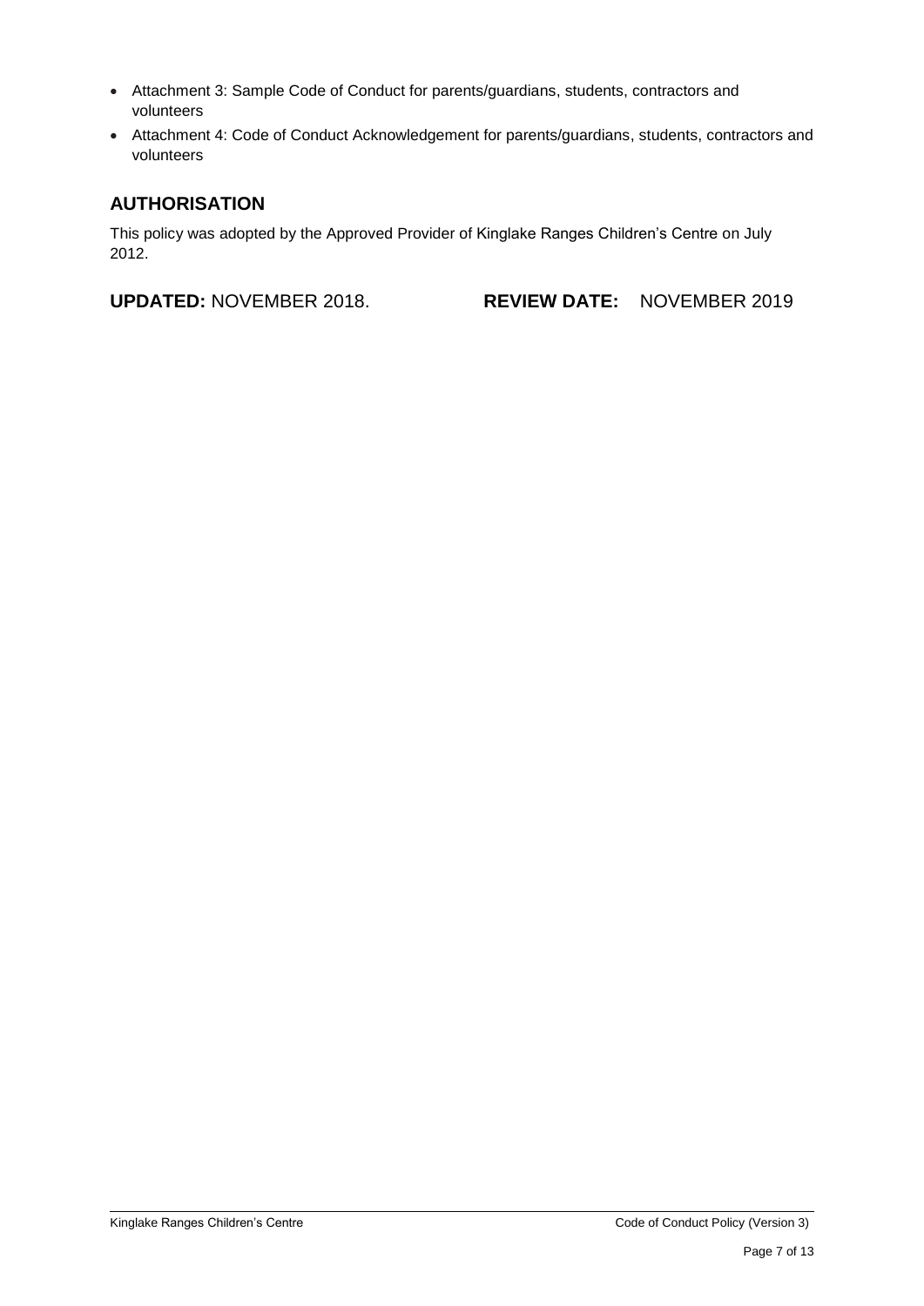- Attachment 3: Sample Code of Conduct for parents/guardians, students, contractors and volunteers
- Attachment 4: Code of Conduct Acknowledgement for parents/guardians, students, contractors and volunteers

## AUTHORISATION

This policy was adopted by the Approved Provider of Kinglake Ranges Children's Centre on July 2012.

**UPDATED:** NOVEMBER 2018. **REVIEW DATE:** NOVEMBER 2019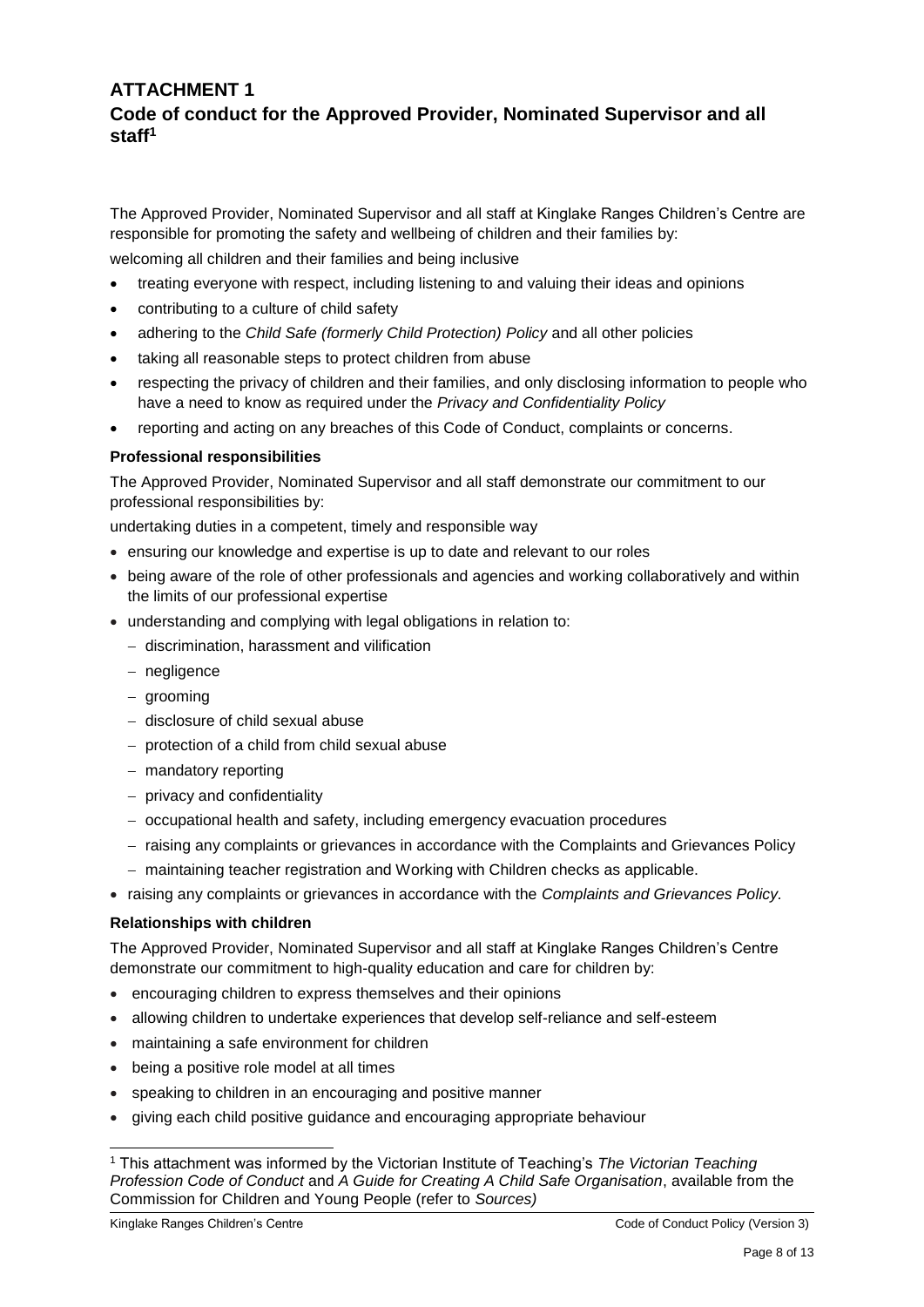# ATTACHMENT 1

## Code of conduct for the Approved Provider, Nominated Supervisor and all staff[1]

The Approved Provider, Nominated Supervisor and all staff at Kinglake Ranges Children's Centre are responsible for promoting the safety and wellbeing of children and their families by:

welcoming all children and their families and being inclusive

- treating everyone with respect, including listening to and valuing their ideas and opinions
- contributing to a culture of child safety
- adhering to the *Child Safe (formerly Child Protection) Policy* and all other policies
- taking all reasonable steps to protect children from abuse
- respecting the privacy of children and their families, and only disclosing information to people who have a need to know as required under the *Privacy and Confidentiality Policy*
- reporting and acting on any breaches of this Code of Conduct, complaints or concerns.

**Professional responsibilities**

The Approved Provider, Nominated Supervisor and all staff demonstrate our commitment to our professional responsibilities by:

undertaking duties in a competent, timely and responsible way

- ensuring our knowledge and expertise is up to date and relevant to our roles
- being aware of the role of other professionals and agencies and working collaboratively and within the limits of our professional expertise
- understanding and complying with legal obligations in relation to:
  - discrimination, harassment and vilification
  - negligence
  - grooming
  - disclosure of child sexual abuse
  - protection of a child from child sexual abuse
  - mandatory reporting
  - privacy and confidentiality
  - occupational health and safety, including emergency evacuation procedures
  - raising any complaints or grievances in accordance with the Complaints and Grievances Policy
  - maintaining teacher registration and Working with Children checks as applicable.
- raising any complaints or grievances in accordance with the *Complaints and Grievances Policy*.

**Relationships with children**

The Approved Provider, Nominated Supervisor and all staff at Kinglake Ranges Children's Centre demonstrate our commitment to high-quality education and care for children by:

- encouraging children to express themselves and their opinions
- allowing children to undertake experiences that develop self-reliance and self-esteem
- maintaining a safe environment for children
- being a positive role model at all times
- speaking to children in an encouraging and positive manner
- giving each child positive guidance and encouraging appropriate behaviour

[1] This attachment was informed by the Victorian Institute of Teaching's *The Victorian Teaching Profession Code of Conduct* and *A Guide for Creating A Child Safe Organisation*, available from the Commission for Children and Young People (refer to *Sources)*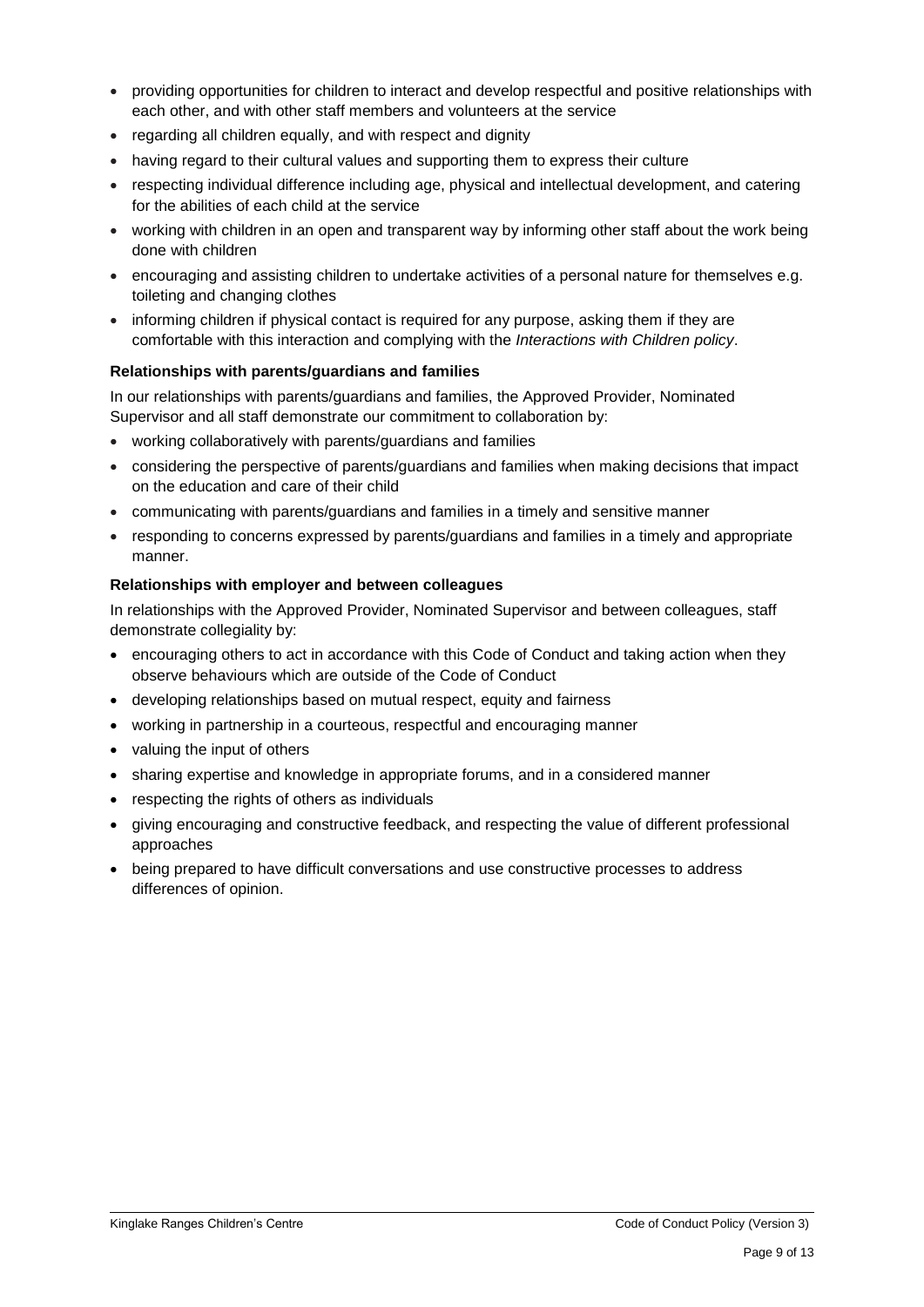- providing opportunities for children to interact and develop respectful and positive relationships with each other, and with other staff members and volunteers at the service
- regarding all children equally, and with respect and dignity
- having regard to their cultural values and supporting them to express their culture
- respecting individual difference including age, physical and intellectual development, and catering for the abilities of each child at the service
- working with children in an open and transparent way by informing other staff about the work being done with children
- encouraging and assisting children to undertake activities of a personal nature for themselves e.g. toileting and changing clothes
- informing children if physical contact is required for any purpose, asking them if they are comfortable with this interaction and complying with the *Interactions with Children policy*.

**Relationships with parents/guardians and families**

In our relationships with parents/guardians and families, the Approved Provider, Nominated Supervisor and all staff demonstrate our commitment to collaboration by:

- working collaboratively with parents/guardians and families
- considering the perspective of parents/guardians and families when making decisions that impact on the education and care of their child
- communicating with parents/guardians and families in a timely and sensitive manner
- responding to concerns expressed by parents/guardians and families in a timely and appropriate manner.

**Relationships with employer and between colleagues**

In relationships with the Approved Provider, Nominated Supervisor and between colleagues, staff demonstrate collegiality by:

- encouraging others to act in accordance with this Code of Conduct and taking action when they observe behaviours which are outside of the Code of Conduct
- developing relationships based on mutual respect, equity and fairness
- working in partnership in a courteous, respectful and encouraging manner
- valuing the input of others
- sharing expertise and knowledge in appropriate forums, and in a considered manner
- respecting the rights of others as individuals
- giving encouraging and constructive feedback, and respecting the value of different professional approaches
- being prepared to have difficult conversations and use constructive processes to address differences of opinion.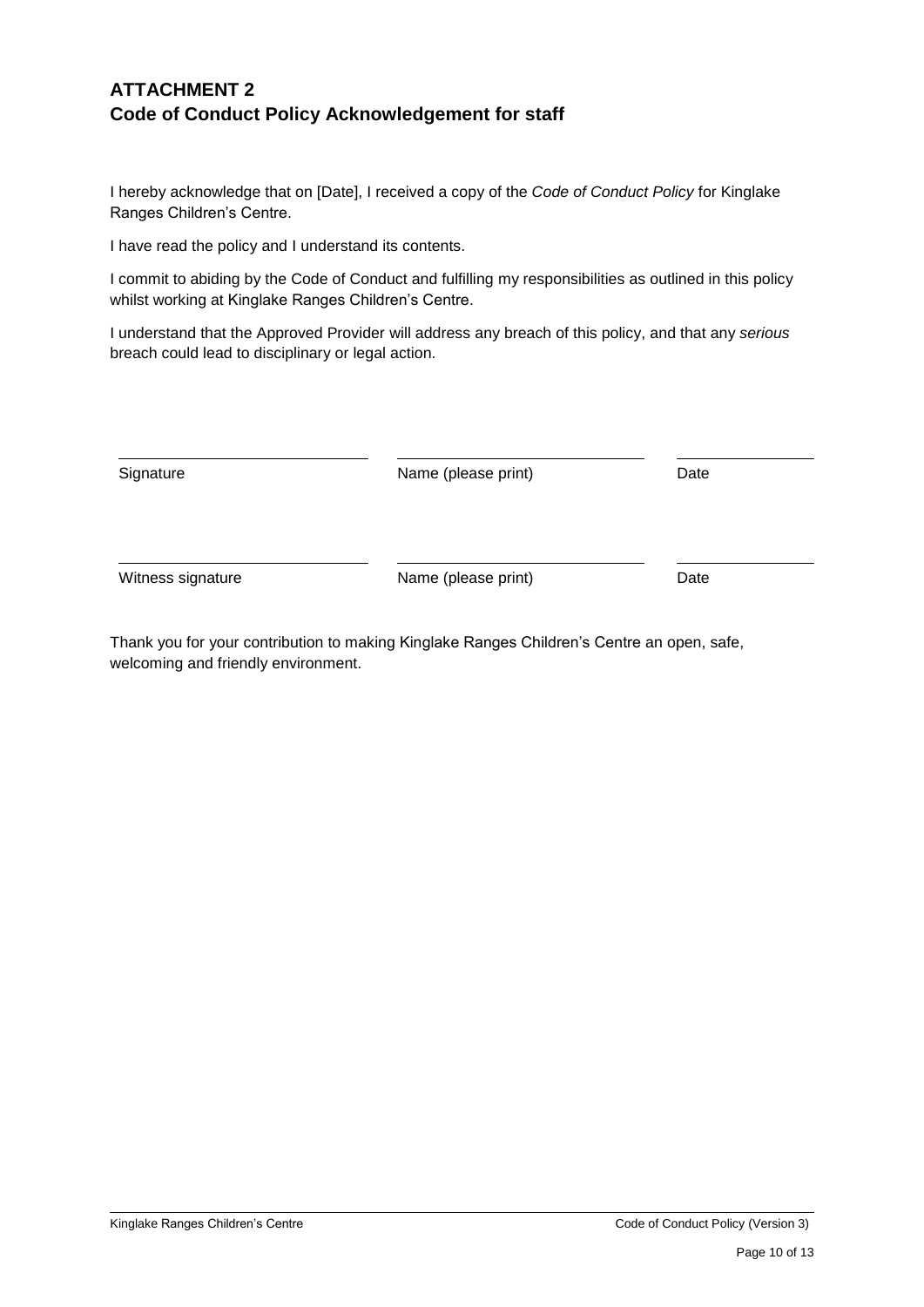## ATTACHMENT 2
## Code of Conduct Policy Acknowledgement for staff

I hereby acknowledge that on [Date], I received a copy of the *Code of Conduct Policy* for Kinglake Ranges Children's Centre.

I have read the policy and I understand its contents.

I commit to abiding by the Code of Conduct and fulfilling my responsibilities as outlined in this policy whilst working at Kinglake Ranges Children's Centre.

I understand that the Approved Provider will address any breach of this policy, and that any *serious* breach could lead to disciplinary or legal action.

| ______________________ | ______________________ | ____________ |
|---|---|---|
| Signature | Name (please print) | Date |

| ______________________ | ______________________ | ____________ |
|---|---|---|
| Witness signature | Name (please print) | Date |

Thank you for your contribution to making Kinglake Ranges Children's Centre an open, safe, welcoming and friendly environment.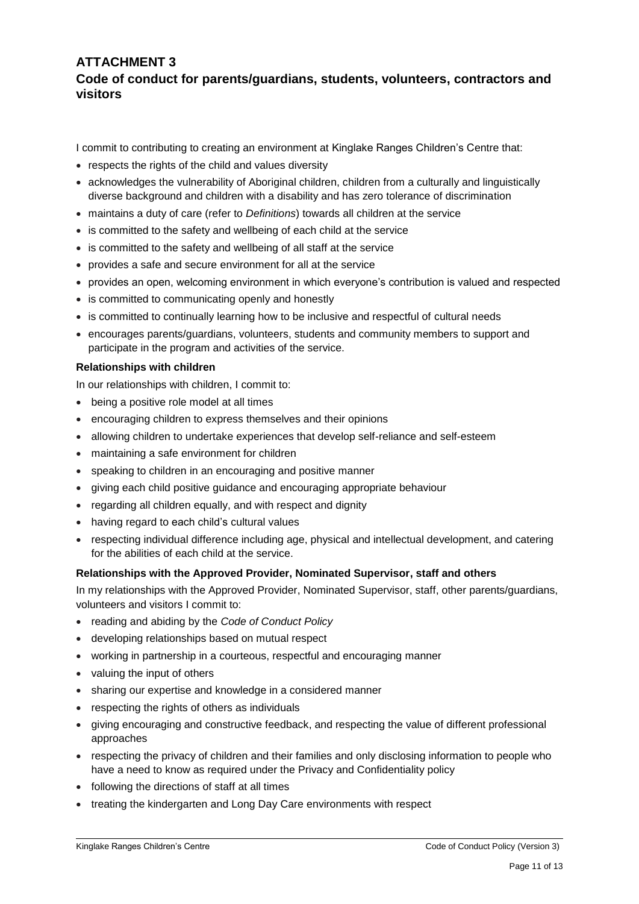## ATTACHMENT 3

## Code of conduct for parents/guardians, students, volunteers, contractors and visitors

I commit to contributing to creating an environment at Kinglake Ranges Children's Centre that:

- respects the rights of the child and values diversity
- acknowledges the vulnerability of Aboriginal children, children from a culturally and linguistically diverse background and children with a disability and has zero tolerance of discrimination
- maintains a duty of care (refer to *Definitions*) towards all children at the service
- is committed to the safety and wellbeing of each child at the service
- is committed to the safety and wellbeing of all staff at the service
- provides a safe and secure environment for all at the service
- provides an open, welcoming environment in which everyone's contribution is valued and respected
- is committed to communicating openly and honestly
- is committed to continually learning how to be inclusive and respectful of cultural needs
- encourages parents/guardians, volunteers, students and community members to support and participate in the program and activities of the service.

**Relationships with children**

In our relationships with children, I commit to:

- being a positive role model at all times
- encouraging children to express themselves and their opinions
- allowing children to undertake experiences that develop self-reliance and self-esteem
- maintaining a safe environment for children
- speaking to children in an encouraging and positive manner
- giving each child positive guidance and encouraging appropriate behaviour
- regarding all children equally, and with respect and dignity
- having regard to each child's cultural values
- respecting individual difference including age, physical and intellectual development, and catering for the abilities of each child at the service.

**Relationships with the Approved Provider, Nominated Supervisor, staff and others**

In my relationships with the Approved Provider, Nominated Supervisor, staff, other parents/guardians, volunteers and visitors I commit to:

- reading and abiding by the *Code of Conduct Policy*
- developing relationships based on mutual respect
- working in partnership in a courteous, respectful and encouraging manner
- valuing the input of others
- sharing our expertise and knowledge in a considered manner
- respecting the rights of others as individuals
- giving encouraging and constructive feedback, and respecting the value of different professional approaches
- respecting the privacy of children and their families and only disclosing information to people who have a need to know as required under the Privacy and Confidentiality policy
- following the directions of staff at all times
- treating the kindergarten and Long Day Care environments with respect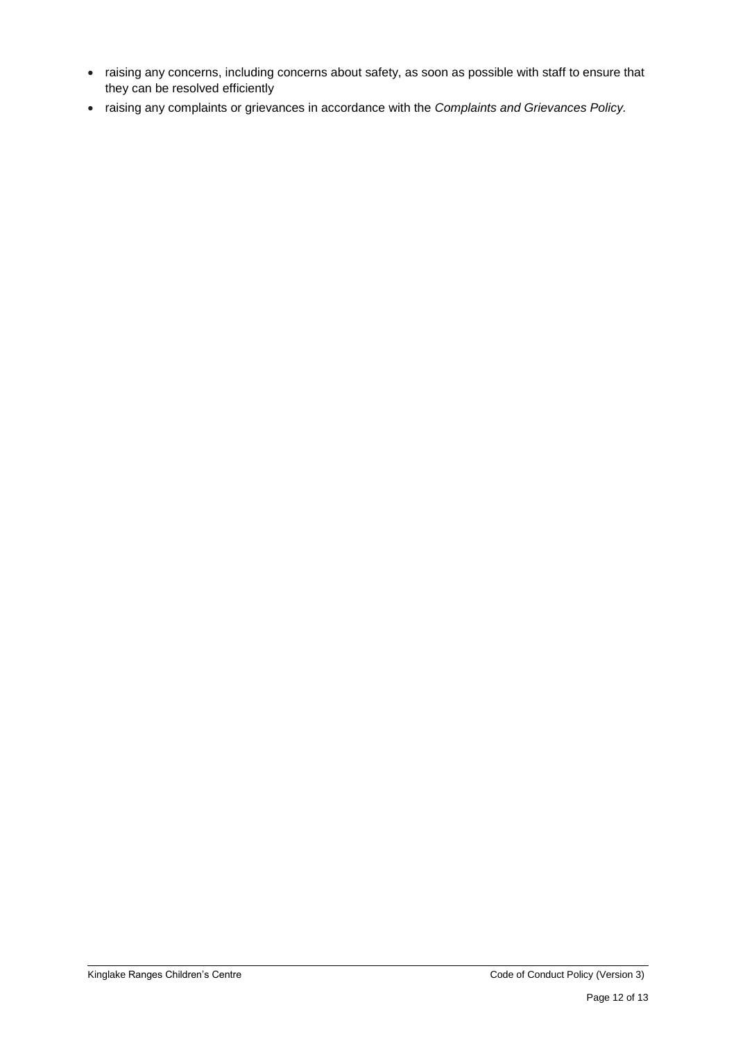- raising any concerns, including concerns about safety, as soon as possible with staff to ensure that they can be resolved efficiently
- raising any complaints or grievances in accordance with the *Complaints and Grievances Policy.*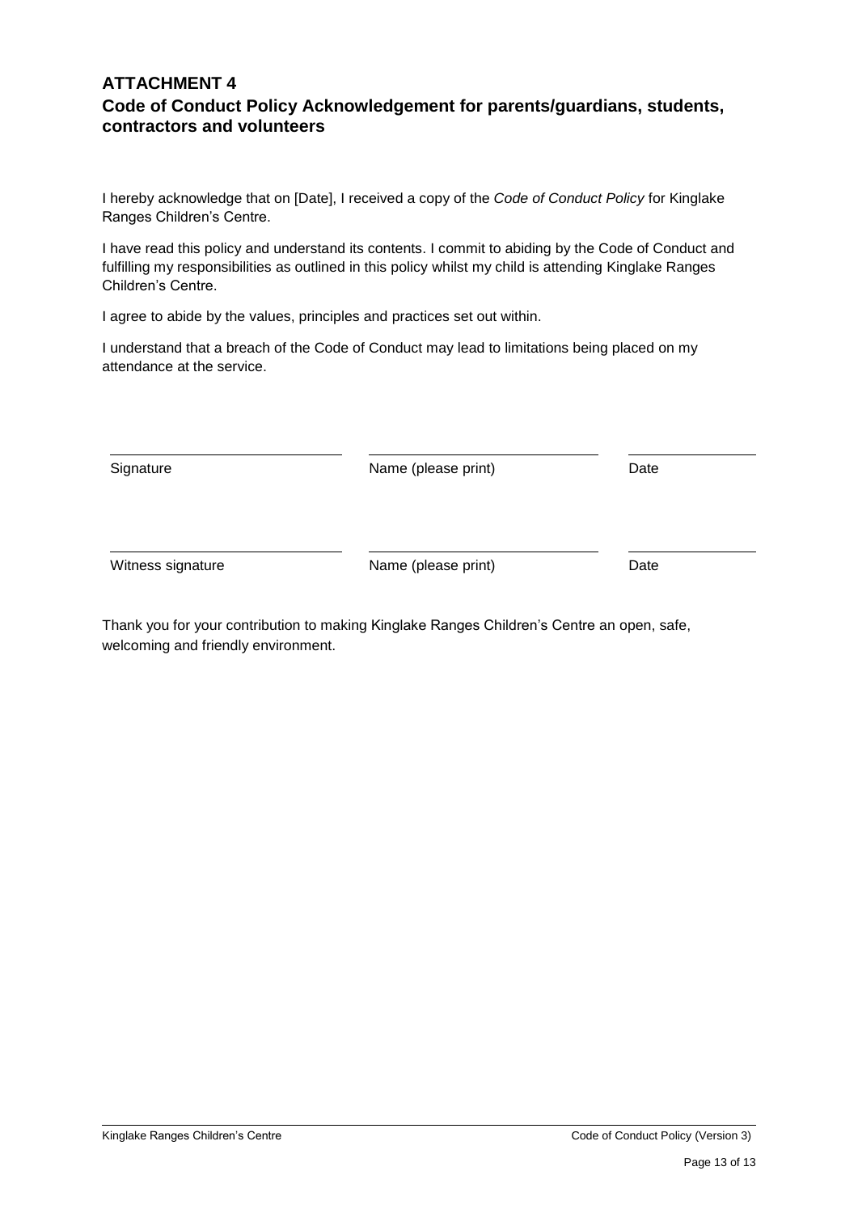## ATTACHMENT 4

### Code of Conduct Policy Acknowledgement for parents/guardians, students, contractors and volunteers

I hereby acknowledge that on [Date], I received a copy of the *Code of Conduct Policy* for Kinglake Ranges Children's Centre.

I have read this policy and understand its contents. I commit to abiding by the Code of Conduct and fulfilling my responsibilities as outlined in this policy whilst my child is attending Kinglake Ranges Children's Centre.

I agree to abide by the values, principles and practices set out within.

I understand that a breach of the Code of Conduct may lead to limitations being placed on my attendance at the service.

| | | |
|---|---|---|
| \_\_\_\_\_\_\_\_\_\_\_\_\_\_\_\_\_\_\_\_ | \_\_\_\_\_\_\_\_\_\_\_\_\_\_\_\_\_\_\_\_ | \_\_\_\_\_\_\_\_\_\_ |
| Signature | Name (please print) | Date |
| \_\_\_\_\_\_\_\_\_\_\_\_\_\_\_\_\_\_\_\_ | \_\_\_\_\_\_\_\_\_\_\_\_\_\_\_\_\_\_\_\_ | \_\_\_\_\_\_\_\_\_\_ |
| Witness signature | Name (please print) | Date |

Thank you for your contribution to making Kinglake Ranges Children's Centre an open, safe, welcoming and friendly environment.